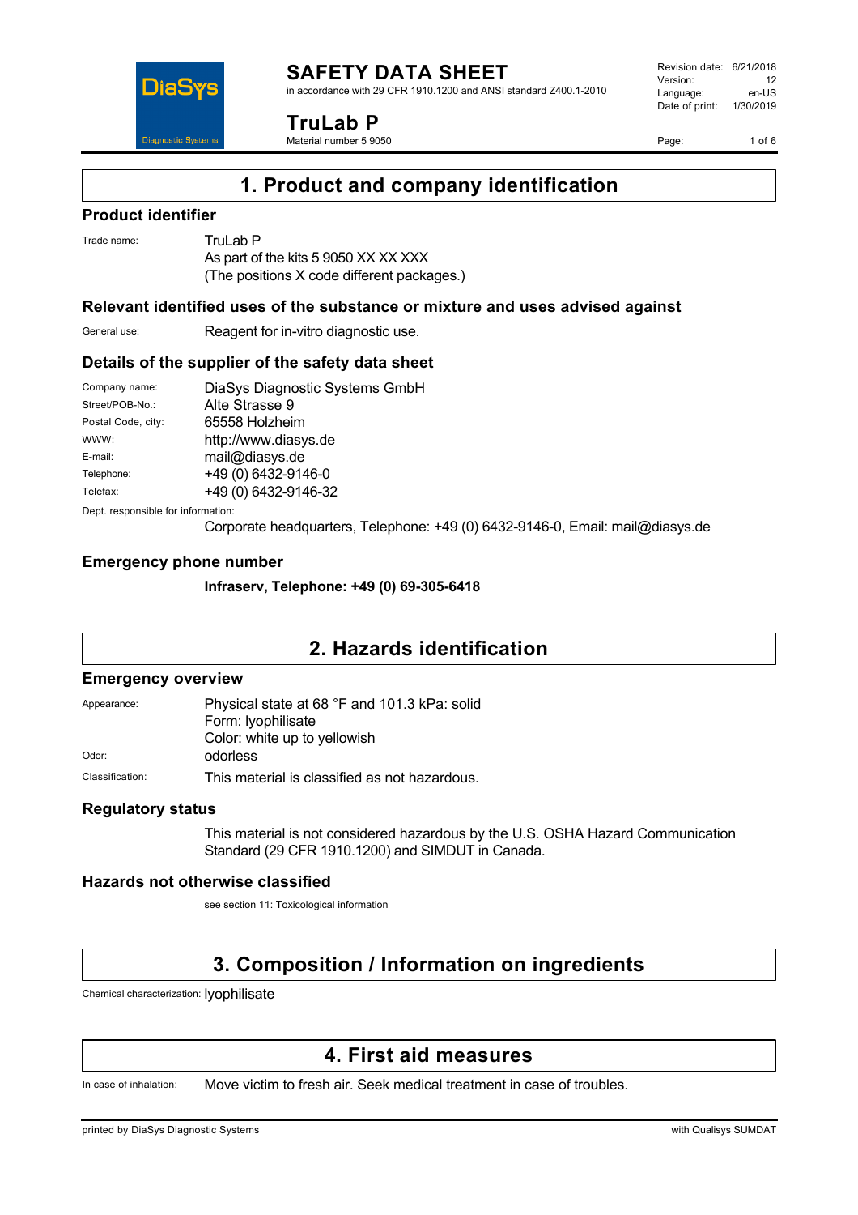# SAFETY DATA SHEET

in accordance with 29 CFR 1910.1200 and ANSI standard Z400.1-2010

Revision date: 6/21/2018
Version: 12
Language: en-US
Date of print: 1/30/2019

# TruLab P

Material number 5 9050

## 1. Product and company identification

### Product identifier

Trade name: TruLab P
As part of the kits 5 9050 XX XX XXX
(The positions X code different packages.)

### Relevant identified uses of the substance or mixture and uses advised against

General use: Reagent for in-vitro diagnostic use.

### Details of the supplier of the safety data sheet

| | |
|---|---|
| Company name: | DiaSys Diagnostic Systems GmbH |
| Street/POB-No.: | Alte Strasse 9 |
| Postal Code, city: | 65558 Holzheim |
| WWW: | http://www.diasys.de |
| E-mail: | mail@diasys.de |
| Telephone: | +49 (0) 6432-9146-0 |
| Telefax: | +49 (0) 6432-9146-32 |

Dept. responsible for information:
Corporate headquarters, Telephone: +49 (0) 6432-9146-0, Email: mail@diasys.de

### Emergency phone number

**Infraserv, Telephone: +49 (0) 69-305-6418**

## 2. Hazards identification

### Emergency overview

Appearance: Physical state at 68 °F and 101.3 kPa: solid
Form: lyophilisate
Color: white up to yellowish

Odor: odorless

Classification: This material is classified as not hazardous.

### Regulatory status

This material is not considered hazardous by the U.S. OSHA Hazard Communication Standard (29 CFR 1910.1200) and SIMDUT in Canada.

### Hazards not otherwise classified

see section 11: Toxicological information

## 3. Composition / Information on ingredients

Chemical characterization: lyophilisate

## 4. First aid measures

In case of inhalation: Move victim to fresh air. Seek medical treatment in case of troubles.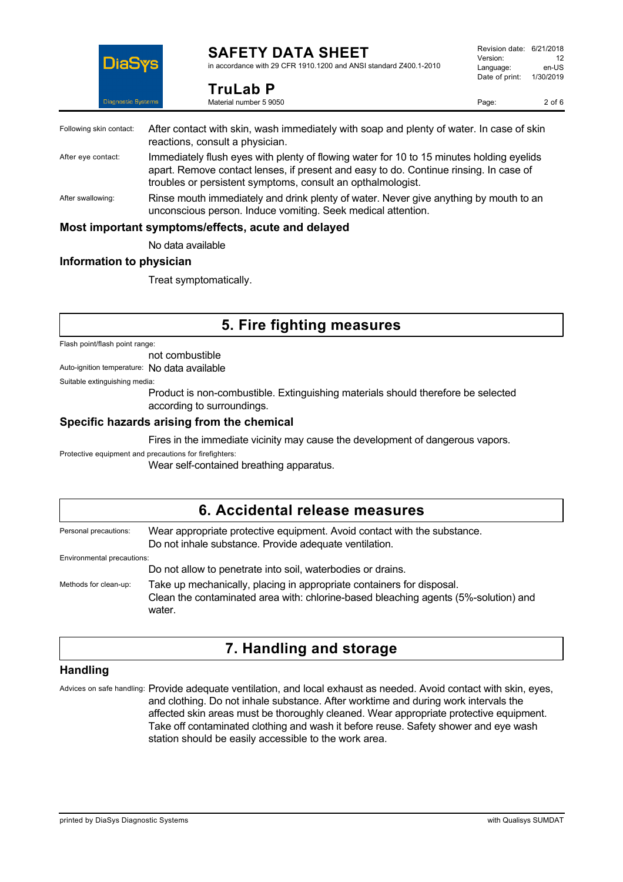**Following skin contact:** After contact with skin, wash immediately with soap and plenty of water. In case of skin reactions, consult a physician.

**After eye contact:** Immediately flush eyes with plenty of flowing water for 10 to 15 minutes holding eyelids apart. Remove contact lenses, if present and easy to do. Continue rinsing. In case of troubles or persistent symptoms, consult an opthalmologist.

**After swallowing:** Rinse mouth immediately and drink plenty of water. Never give anything by mouth to an unconscious person. Induce vomiting. Seek medical attention.

### Most important symptoms/effects, acute and delayed

No data available

### Information to physician

Treat symptomatically.

## 5. Fire fighting measures

**Flash point/flash point range:**

not combustible

**Auto-ignition temperature:** No data available

**Suitable extinguishing media:**

Product is non-combustible. Extinguishing materials should therefore be selected according to surroundings.

### Specific hazards arising from the chemical

Fires in the immediate vicinity may cause the development of dangerous vapors.

**Protective equipment and precautions for firefighters:**

Wear self-contained breathing apparatus.

## 6. Accidental release measures

**Personal precautions:** Wear appropriate protective equipment. Avoid contact with the substance. Do not inhale substance. Provide adequate ventilation.

**Environmental precautions:**

Do not allow to penetrate into soil, waterbodies or drains.

**Methods for clean-up:** Take up mechanically, placing in appropriate containers for disposal. Clean the contaminated area with: chlorine-based bleaching agents (5%-solution) and water.

## 7. Handling and storage

### Handling

**Advices on safe handling:** Provide adequate ventilation, and local exhaust as needed. Avoid contact with skin, eyes, and clothing. Do not inhale substance. After worktime and during work intervals the affected skin areas must be thoroughly cleaned. Wear appropriate protective equipment. Take off contaminated clothing and wash it before reuse. Safety shower and eye wash station should be easily accessible to the work area.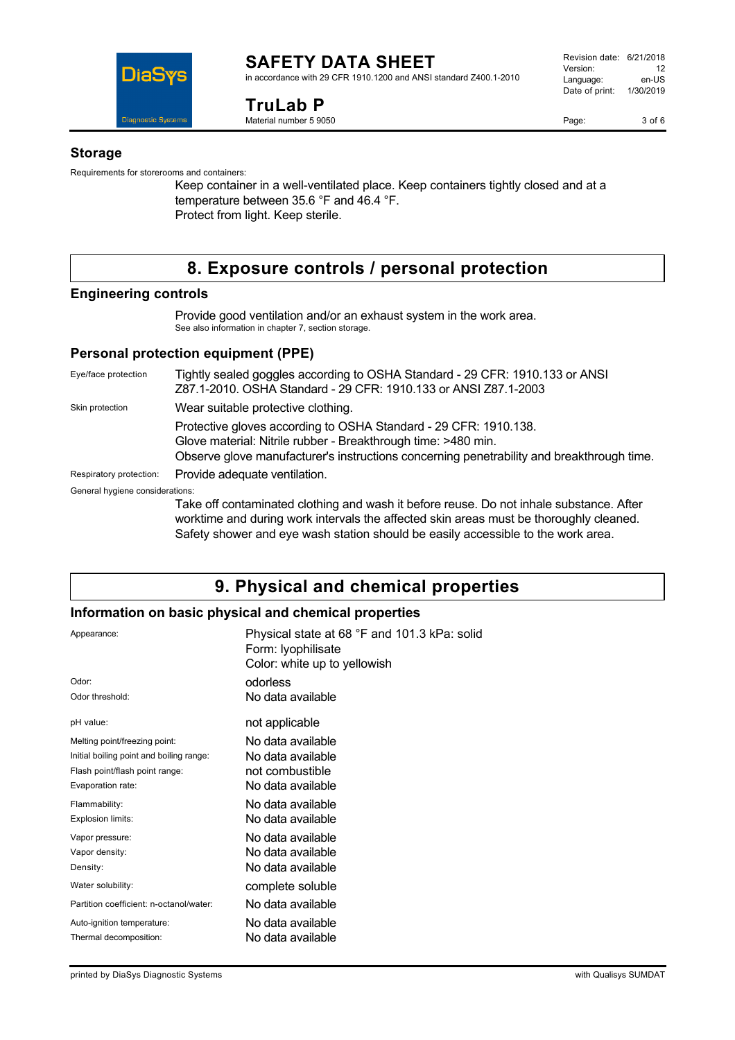## Storage

Requirements for storerooms and containers:

Keep container in a well-ventilated place. Keep containers tightly closed and at a temperature between 35.6 °F and 46.4 °F.
Protect from light. Keep sterile.

# 8. Exposure controls / personal protection

## Engineering controls

Provide good ventilation and/or an exhaust system in the work area.
See also information in chapter 7, section storage.

## Personal protection equipment (PPE)

| | |
|---|---|
| Eye/face protection | Tightly sealed goggles according to OSHA Standard - 29 CFR: 1910.133 or ANSI Z87.1-2010. OSHA Standard - 29 CFR: 1910.133 or ANSI Z87.1-2003 |
| Skin protection | Wear suitable protective clothing. |
| | Protective gloves according to OSHA Standard - 29 CFR: 1910.138. Glove material: Nitrile rubber - Breakthrough time: >480 min. Observe glove manufacturer's instructions concerning penetrability and breakthrough time. |
| Respiratory protection: | Provide adequate ventilation. |

General hygiene considerations:

Take off contaminated clothing and wash it before reuse. Do not inhale substance. After worktime and during work intervals the affected skin areas must be thoroughly cleaned. Safety shower and eye wash station should be easily accessible to the work area.

# 9. Physical and chemical properties

## Information on basic physical and chemical properties

| | |
|---|---|
| Appearance: | Physical state at 68 °F and 101.3 kPa: solid<br>Form: lyophilisate<br>Color: white up to yellowish |
| Odor: | odorless |
| Odor threshold: | No data available |
| pH value: | not applicable |
| Melting point/freezing point: | No data available |
| Initial boiling point and boiling range: | No data available |
| Flash point/flash point range: | not combustible |
| Evaporation rate: | No data available |
| Flammability: | No data available |
| Explosion limits: | No data available |
| Vapor pressure: | No data available |
| Vapor density: | No data available |
| Density: | No data available |
| Water solubility: | complete soluble |
| Partition coefficient: n-octanol/water: | No data available |
| Auto-ignition temperature: | No data available |
| Thermal decomposition: | No data available |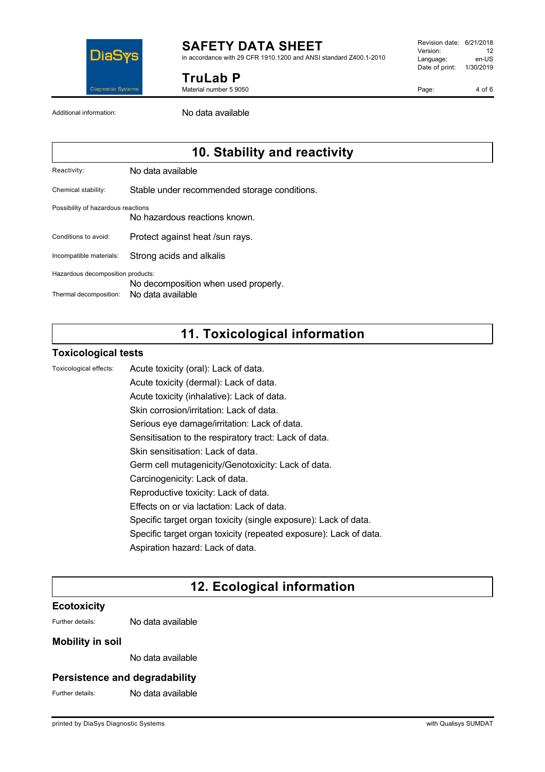Additional information: No data available

## 10. Stability and reactivity

Reactivity: No data available

Chemical stability: Stable under recommended storage conditions.

Possibility of hazardous reactions: No hazardous reactions known.

Conditions to avoid: Protect against heat /sun rays.

Incompatible materials: Strong acids and alkalis

Hazardous decomposition products: No decomposition when used properly.

Thermal decomposition: No data available

## 11. Toxicological information

### Toxicological tests

Toxicological effects:

Acute toxicity (oral): Lack of data.

Acute toxicity (dermal): Lack of data.

Acute toxicity (inhalative): Lack of data.

Skin corrosion/irritation: Lack of data.

Serious eye damage/irritation: Lack of data.

Sensitisation to the respiratory tract: Lack of data.

Skin sensitisation: Lack of data.

Germ cell mutagenicity/Genotoxicity: Lack of data.

Carcinogenicity: Lack of data.

Reproductive toxicity: Lack of data.

Effects on or via lactation: Lack of data.

Specific target organ toxicity (single exposure): Lack of data.

Specific target organ toxicity (repeated exposure): Lack of data.

Aspiration hazard: Lack of data.

## 12. Ecological information

### Ecotoxicity

Further details: No data available

### Mobility in soil

No data available

### Persistence and degradability

Further details: No data available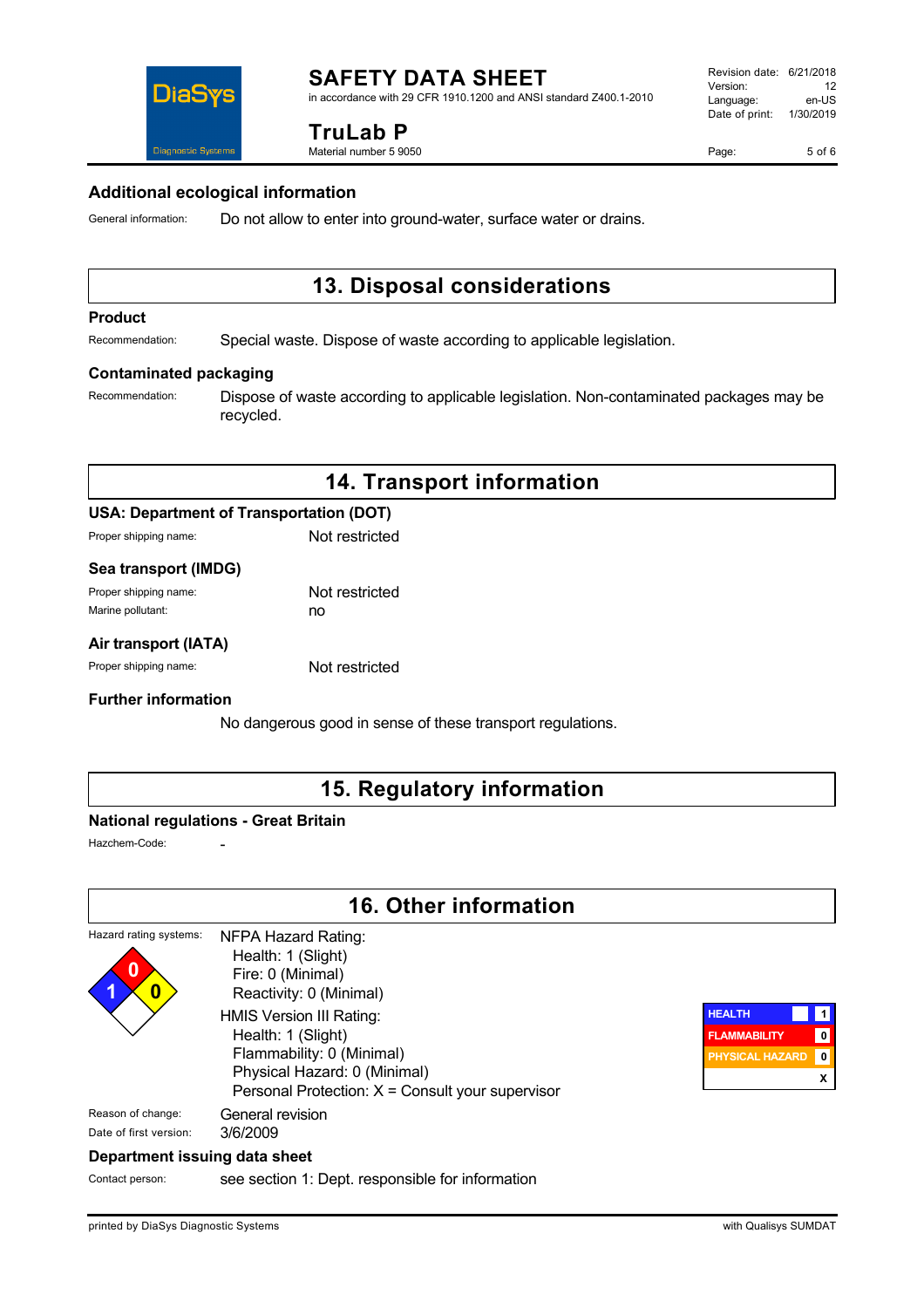### Additional ecological information

General information: Do not allow to enter into ground-water, surface water or drains.

## 13. Disposal considerations

### Product

Recommendation: Special waste. Dispose of waste according to applicable legislation.

### Contaminated packaging

Recommendation: Dispose of waste according to applicable legislation. Non-contaminated packages may be recycled.

## 14. Transport information

### USA: Department of Transportation (DOT)

Proper shipping name: Not restricted

### Sea transport (IMDG)

Proper shipping name: Not restricted

Marine pollutant: no

### Air transport (IATA)

Proper shipping name: Not restricted

### Further information

No dangerous good in sense of these transport regulations.

## 15. Regulatory information

### National regulations - Great Britain

Hazchem-Code: -

## 16. Other information

Hazard rating systems:

NFPA Hazard Rating:
- Health: 1 (Slight)
- Fire: 0 (Minimal)
- Reactivity: 0 (Minimal)

HMIS Version III Rating:
- Health: 1 (Slight)
- Flammability: 0 (Minimal)
- Physical Hazard: 0 (Minimal)
- Personal Protection: X = Consult your supervisor

| HEALTH | 1 |
|---|---|
| FLAMMABILITY | 0 |
| PHYSICAL HAZARD | 0 |
| | X |

Reason of change: General revision

Date of first version: 3/6/2009

### Department issuing data sheet

Contact person: see section 1: Dept. responsible for information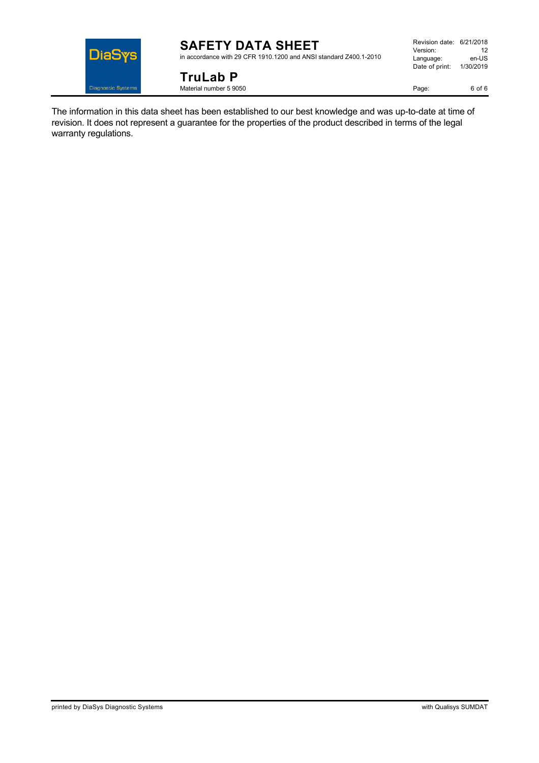The information in this data sheet has been established to our best knowledge and was up-to-date at time of revision. It does not represent a guarantee for the properties of the product described in terms of the legal warranty regulations.